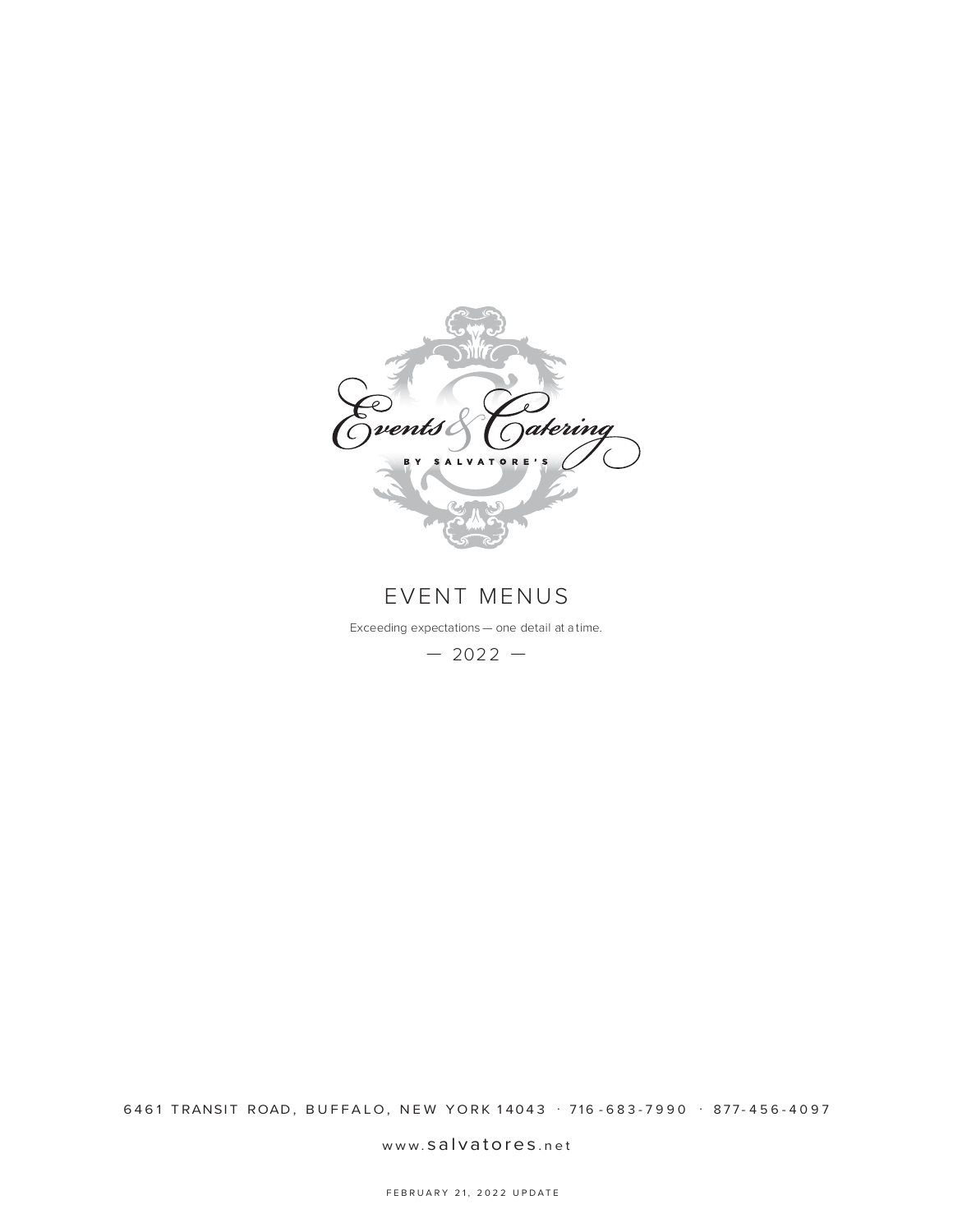Events & Catering

BY SALVATORE'S

# EVENT MENUS

Exceeding expectations — one detail at a time.

— 2022 —

6461 TRANSIT ROAD, BUFFALO, NEW YORK 14043 · 716-683-7990 · 877-456-4097

www.salvatores.net

FEBRUARY 21, 2022 UPDATE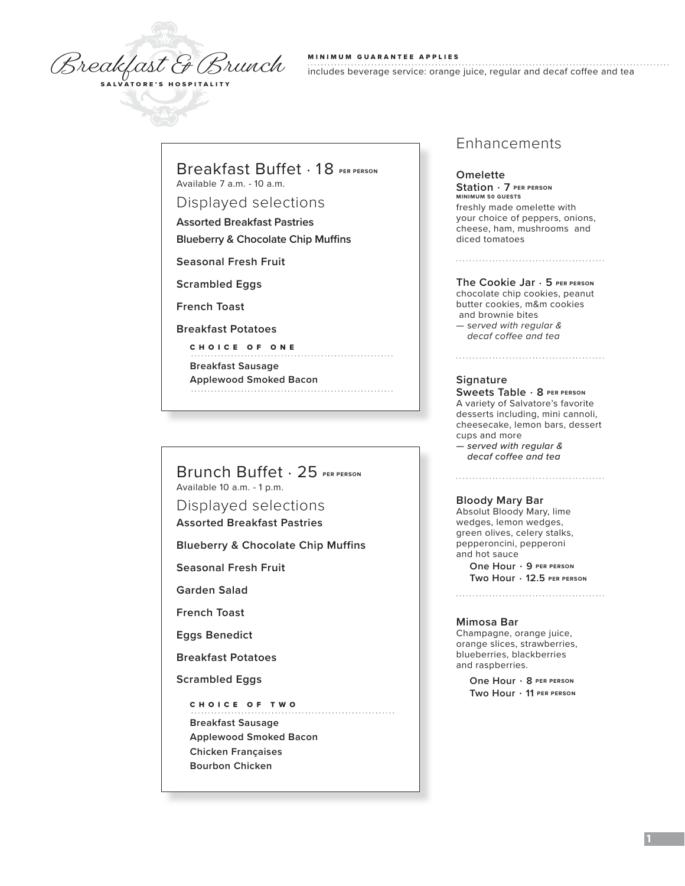# Breakfast & Brunch

SALVATORE'S HOSPITALITY

MINIMUM GUARANTEE APPLIES

includes beverage service: orange juice, regular and decaf coffee and tea

## Breakfast Buffet · 18 PER PERSON

Available 7 a.m. - 10 a.m.

### Displayed selections

**Assorted Breakfast Pastries**

**Blueberry & Chocolate Chip Muffins**

**Seasonal Fresh Fruit**

**Scrambled Eggs**

**French Toast**

**Breakfast Potatoes**

CHOICE OF ONE

**Breakfast Sausage**
**Applewood Smoked Bacon**

## Brunch Buffet · 25 PER PERSON

Available 10 a.m. - 1 p.m.

### Displayed selections

**Assorted Breakfast Pastries**

**Blueberry & Chocolate Chip Muffins**

**Seasonal Fresh Fruit**

**Garden Salad**

**French Toast**

**Eggs Benedict**

**Breakfast Potatoes**

**Scrambled Eggs**

CHOICE OF TWO

**Breakfast Sausage**
**Applewood Smoked Bacon**
**Chicken Françaises**
**Bourbon Chicken**

## Enhancements

**Omelette Station · 7** PER PERSON
MINIMUM 50 GUESTS
freshly made omelette with your choice of peppers, onions, cheese, ham, mushrooms and diced tomatoes

**The Cookie Jar · 5** PER PERSON
chocolate chip cookies, peanut butter cookies, m&m cookies and brownie bites
*— served with regular & decaf coffee and tea*

**Signature Sweets Table · 8** PER PERSON
A variety of Salvatore's favorite desserts including, mini cannoli, cheesecake, lemon bars, dessert cups and more
*— served with regular & decaf coffee and tea*

**Bloody Mary Bar**
Absolut Bloody Mary, lime wedges, lemon wedges, green olives, celery stalks, pepperoncini, pepperoni and hot sauce

**One Hour · 9** PER PERSON
**Two Hour · 12.5** PER PERSON

**Mimosa Bar**
Champagne, orange juice, orange slices, strawberries, blueberries, blackberries and raspberries.

**One Hour · 8** PER PERSON
**Two Hour · 11** PER PERSON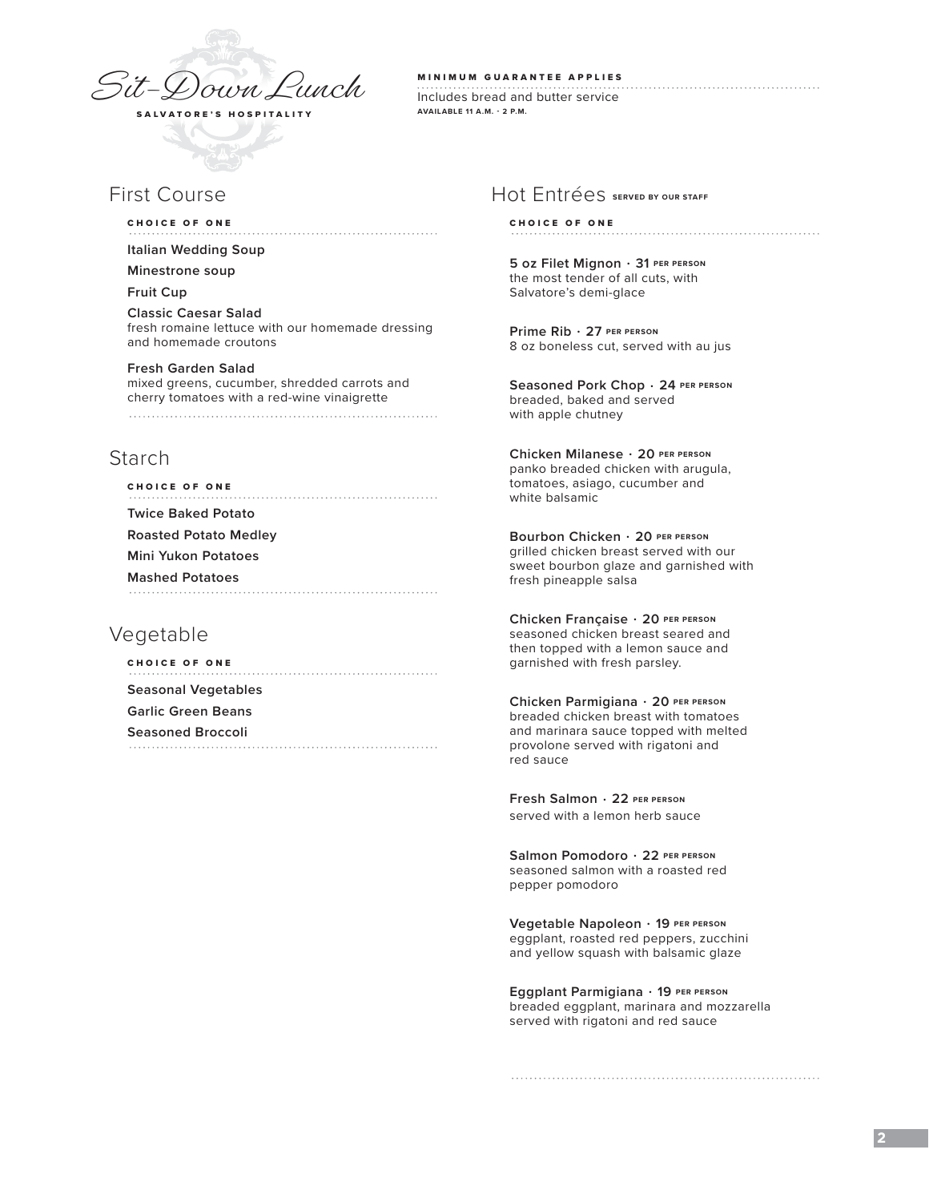# Sit-Down Lunch

SALVATORE'S HOSPITALITY

MINIMUM GUARANTEE APPLIES

Includes bread and butter service

AVAILABLE 11 A.M. - 2 P.M.

## First Course

CHOICE OF ONE

**Italian Wedding Soup**

**Minestrone soup**

**Fruit Cup**

**Classic Caesar Salad**
fresh romaine lettuce with our homemade dressing and homemade croutons

**Fresh Garden Salad**
mixed greens, cucumber, shredded carrots and cherry tomatoes with a red-wine vinaigrette

## Starch

CHOICE OF ONE

**Twice Baked Potato**

**Roasted Potato Medley**

**Mini Yukon Potatoes**

**Mashed Potatoes**

## Vegetable

CHOICE OF ONE

**Seasonal Vegetables**

**Garlic Green Beans**

**Seasoned Broccoli**

## Hot Entrées SERVED BY OUR STAFF

CHOICE OF ONE

**5 oz Filet Mignon · 31** PER PERSON
the most tender of all cuts, with Salvatore's demi-glace

**Prime Rib · 27** PER PERSON
8 oz boneless cut, served with au jus

**Seasoned Pork Chop · 24** PER PERSON
breaded, baked and served with apple chutney

**Chicken Milanese · 20** PER PERSON
panko breaded chicken with arugula, tomatoes, asiago, cucumber and white balsamic

**Bourbon Chicken · 20** PER PERSON
grilled chicken breast served with our sweet bourbon glaze and garnished with fresh pineapple salsa

**Chicken Française · 20** PER PERSON
seasoned chicken breast seared and then topped with a lemon sauce and garnished with fresh parsley.

**Chicken Parmigiana · 20** PER PERSON
breaded chicken breast with tomatoes and marinara sauce topped with melted provolone served with rigatoni and red sauce

**Fresh Salmon · 22** PER PERSON
served with a lemon herb sauce

**Salmon Pomodoro · 22** PER PERSON
seasoned salmon with a roasted red pepper pomodoro

**Vegetable Napoleon · 19** PER PERSON
eggplant, roasted red peppers, zucchini and yellow squash with balsamic glaze

**Eggplant Parmigiana · 19** PER PERSON
breaded eggplant, marinara and mozzarella served with rigatoni and red sauce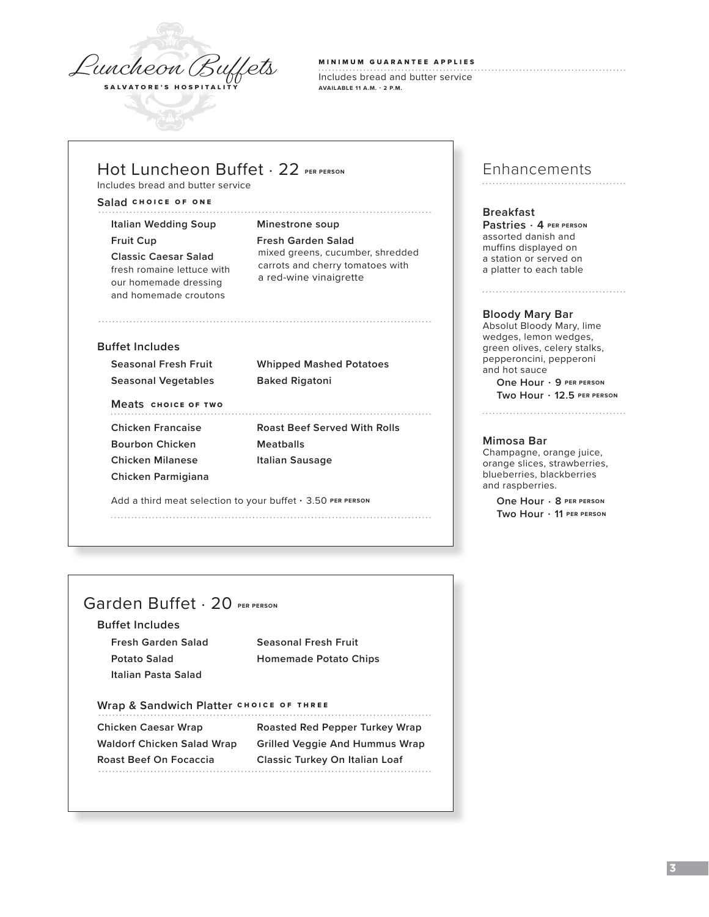# Luncheon Buffets

SALVATORE'S HOSPITALITY

**MINIMUM GUARANTEE APPLIES**

Includes bread and butter service

**AVAILABLE 11 A.M. - 2 P.M.**

## Hot Luncheon Buffet · 22 PER PERSON

Includes bread and butter service

### Salad CHOICE OF ONE

**Italian Wedding Soup**

**Fruit Cup**

**Classic Caesar Salad**
fresh romaine lettuce with our homemade dressing and homemade croutons

**Minestrone soup**

**Fresh Garden Salad**
mixed greens, cucumber, shredded carrots and cherry tomatoes with a red-wine vinaigrette

### Buffet Includes

**Seasonal Fresh Fruit**

**Seasonal Vegetables**

**Whipped Mashed Potatoes**

**Baked Rigatoni**

#### Meats CHOICE OF TWO

**Chicken Francaise**

**Bourbon Chicken**

**Chicken Milanese**

**Chicken Parmigiana**

**Roast Beef Served With Rolls**

**Meatballs**

**Italian Sausage**

Add a third meat selection to your buffet · 3.50 PER PERSON

## Garden Buffet · 20 PER PERSON

### Buffet Includes

**Fresh Garden Salad**

**Potato Salad**

**Italian Pasta Salad**

**Seasonal Fresh Fruit**

**Homemade Potato Chips**

### Wrap & Sandwich Platter CHOICE OF THREE

**Chicken Caesar Wrap**

**Waldorf Chicken Salad Wrap**

**Roast Beef On Focaccia**

**Roasted Red Pepper Turkey Wrap**

**Grilled Veggie And Hummus Wrap**

**Classic Turkey On Italian Loaf**

## Enhancements

### Breakfast Pastries · 4 PER PERSON

assorted danish and muffins displayed on a station or served on a platter to each table

### Bloody Mary Bar

Absolut Bloody Mary, lime wedges, lemon wedges, green olives, celery stalks, pepperoncini, pepperoni and hot sauce

**One Hour · 9 PER PERSON**

**Two Hour · 12.5 PER PERSON**

### Mimosa Bar

Champagne, orange juice, orange slices, strawberries, blueberries, blackberries and raspberries.

**One Hour · 8 PER PERSON**

**Two Hour · 11 PER PERSON**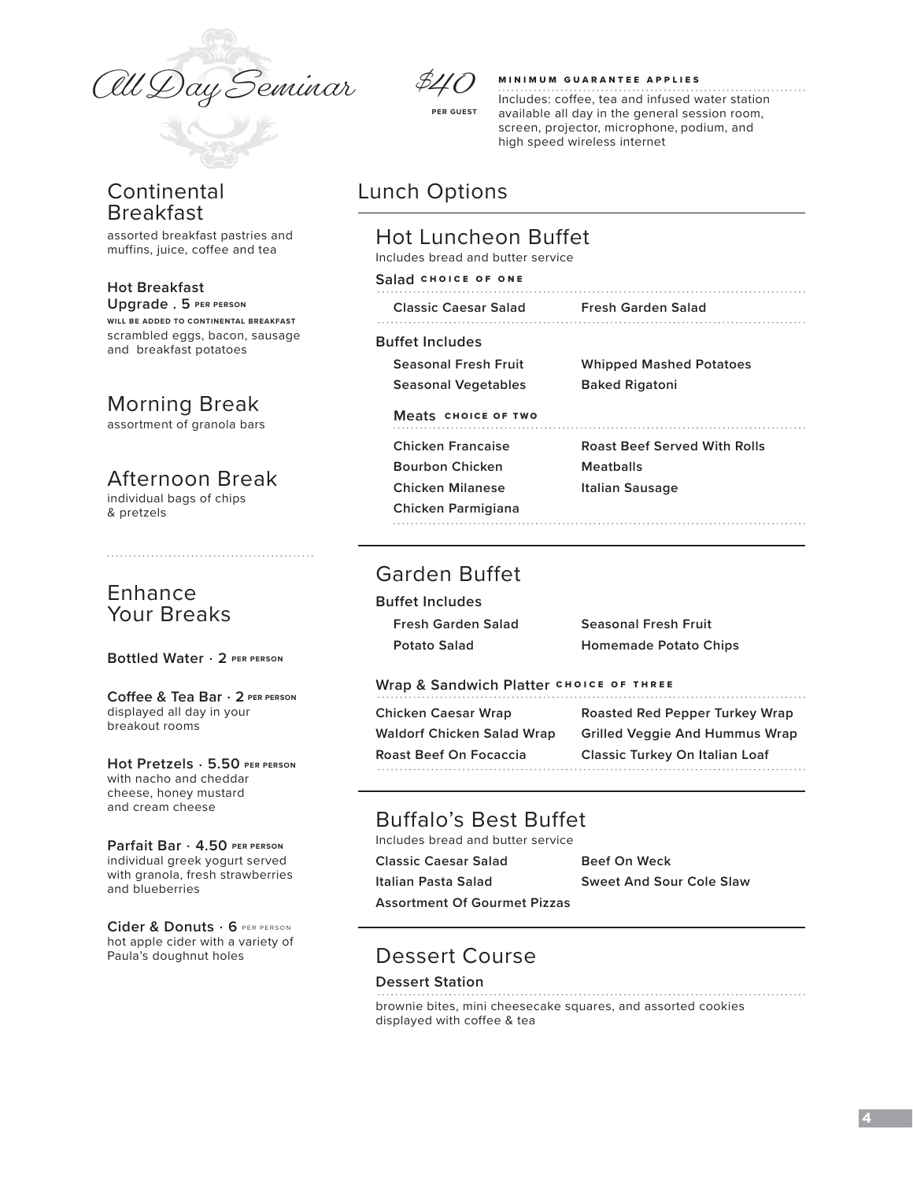# All Day Seminar

**$40** PER GUEST

**MINIMUM GUARANTEE APPLIES**

Includes: coffee, tea and infused water station available all day in the general session room, screen, projector, microphone, podium, and high speed wireless internet

## Continental Breakfast

assorted breakfast pastries and muffins, juice, coffee and tea

**Hot Breakfast Upgrade . 5** PER PERSON

WILL BE ADDED TO CONTINENTAL BREAKFAST

scrambled eggs, bacon, sausage and breakfast potatoes

## Morning Break

assortment of granola bars

## Afternoon Break

individual bags of chips & pretzels

## Enhance Your Breaks

**Bottled Water · 2** PER PERSON

**Coffee & Tea Bar · 2** PER PERSON

displayed all day in your breakout rooms

**Hot Pretzels · 5.50** PER PERSON

with nacho and cheddar cheese, honey mustard and cream cheese

**Parfait Bar · 4.50** PER PERSON

individual greek yogurt served with granola, fresh strawberries and blueberries

**Cider & Donuts · 6** PER PERSON

hot apple cider with a variety of Paula's doughnut holes

## Lunch Options

### Hot Luncheon Buffet

Includes bread and butter service

**Salad** CHOICE OF ONE

- Classic Caesar Salad
- Fresh Garden Salad

**Buffet Includes**

- Seasonal Fresh Fruit
- Seasonal Vegetables
- Whipped Mashed Potatoes
- Baked Rigatoni

**Meats** CHOICE OF TWO

- Chicken Francaise
- Bourbon Chicken
- Chicken Milanese
- Chicken Parmigiana
- Roast Beef Served With Rolls
- Meatballs
- Italian Sausage

### Garden Buffet

**Buffet Includes**

- Fresh Garden Salad
- Potato Salad
- Seasonal Fresh Fruit
- Homemade Potato Chips

**Wrap & Sandwich Platter** CHOICE OF THREE

- Chicken Caesar Wrap
- Waldorf Chicken Salad Wrap
- Roast Beef On Focaccia
- Roasted Red Pepper Turkey Wrap
- Grilled Veggie And Hummus Wrap
- Classic Turkey On Italian Loaf

### Buffalo's Best Buffet

Includes bread and butter service

- Classic Caesar Salad
- Italian Pasta Salad
- Assortment Of Gourmet Pizzas
- Beef On Weck
- Sweet And Sour Cole Slaw

### Dessert Course

**Dessert Station**

brownie bites, mini cheesecake squares, and assorted cookies displayed with coffee & tea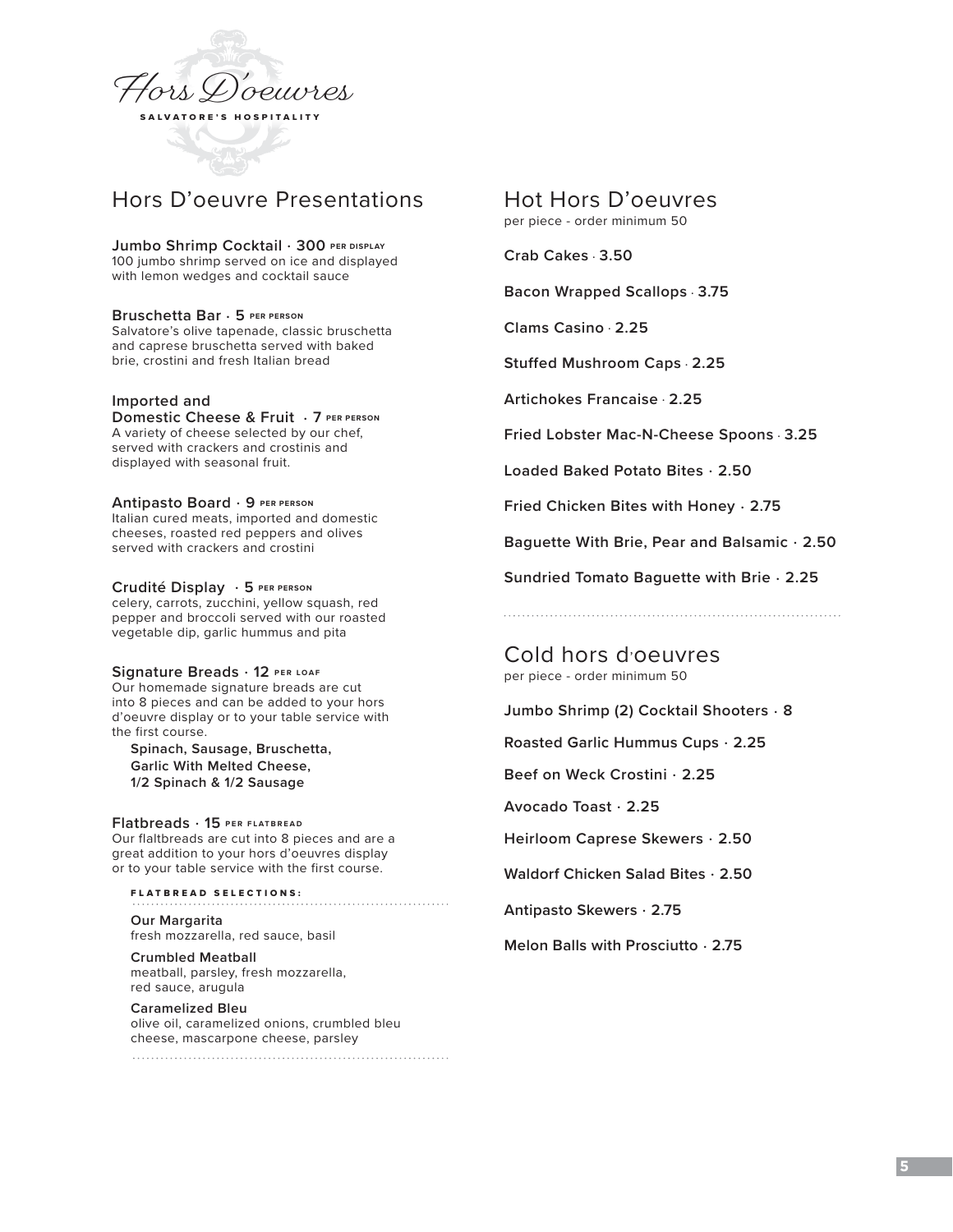# Hors D'oeuvres

SALVATORE'S HOSPITALITY

## Hors D'oeuvre Presentations

**Jumbo Shrimp Cocktail · 300** PER DISPLAY
100 jumbo shrimp served on ice and displayed with lemon wedges and cocktail sauce

**Bruschetta Bar · 5** PER PERSON
Salvatore's olive tapenade, classic bruschetta and caprese bruschetta served with baked brie, crostini and fresh Italian bread

**Imported and Domestic Cheese & Fruit · 7** PER PERSON
A variety of cheese selected by our chef, served with crackers and crostinis and displayed with seasonal fruit.

**Antipasto Board · 9** PER PERSON
Italian cured meats, imported and domestic cheeses, roasted red peppers and olives served with crackers and crostini

**Crudité Display · 5** PER PERSON
celery, carrots, zucchini, yellow squash, red pepper and broccoli served with our roasted vegetable dip, garlic hummus and pita

**Signature Breads · 12** PER LOAF
Our homemade signature breads are cut into 8 pieces and can be added to your hors d'oeuvre display or to your table service with the first course.

**Spinach, Sausage, Bruschetta, Garlic With Melted Cheese, 1/2 Spinach & 1/2 Sausage**

**Flatbreads · 15** PER FLATBREAD
Our flaltbreads are cut into 8 pieces and are a great addition to your hors d'oeuvres display or to your table service with the first course.

FLATBREAD SELECTIONS:

**Our Margarita**
fresh mozzarella, red sauce, basil

**Crumbled Meatball**
meatball, parsley, fresh mozzarella, red sauce, arugula

**Caramelized Bleu**
olive oil, caramelized onions, crumbled bleu cheese, mascarpone cheese, parsley

## Hot Hors D'oeuvres

per piece - order minimum 50

**Crab Cakes · 3.50**

**Bacon Wrapped Scallops · 3.75**

**Clams Casino · 2.25**

**Stuffed Mushroom Caps · 2.25**

**Artichokes Francaise · 2.25**

**Fried Lobster Mac-N-Cheese Spoons · 3.25**

**Loaded Baked Potato Bites · 2.50**

**Fried Chicken Bites with Honey · 2.75**

**Baguette With Brie, Pear and Balsamic · 2.50**

**Sundried Tomato Baguette with Brie · 2.25**

## Cold hors d'oeuvres

per piece - order minimum 50

**Jumbo Shrimp (2) Cocktail Shooters · 8**

**Roasted Garlic Hummus Cups · 2.25**

**Beef on Weck Crostini · 2.25**

**Avocado Toast · 2.25**

**Heirloom Caprese Skewers · 2.50**

**Waldorf Chicken Salad Bites · 2.50**

**Antipasto Skewers · 2.75**

**Melon Balls with Prosciutto · 2.75**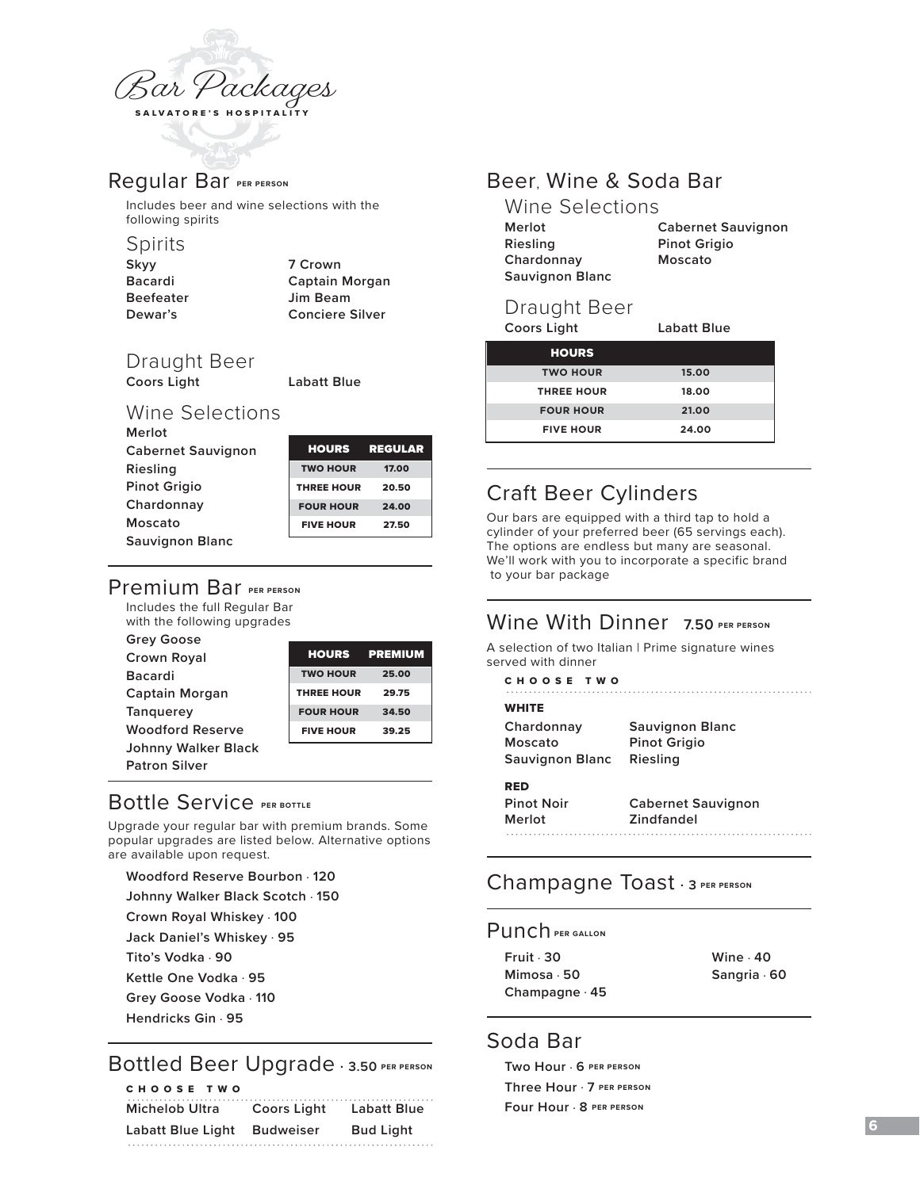# Bar Packages

SALVATORE'S HOSPITALITY

## Regular Bar PER PERSON

Includes beer and wine selections with the following spirits

### Spirits

**Skyy**
**Bacardi**
**Beefeater**
**Dewar's**
**7 Crown**
**Captain Morgan**
**Jim Beam**
**Conciere Silver**

### Draught Beer

**Coors Light**
**Labatt Blue**

### Wine Selections

**Merlot**
**Cabernet Sauvignon**
**Riesling**
**Pinot Grigio**
**Chardonnay**
**Moscato**
**Sauvignon Blanc**

| HOURS | REGULAR |
|---|---|
| TWO HOUR | 17.00 |
| THREE HOUR | 20.50 |
| FOUR HOUR | 24.00 |
| FIVE HOUR | 27.50 |

## Premium Bar PER PERSON

Includes the full Regular Bar with the following upgrades

**Grey Goose**
**Crown Royal**
**Bacardi**
**Captain Morgan**
**Tanquerey**
**Woodford Reserve**
**Johnny Walker Black**
**Patron Silver**

| HOURS | PREMIUM |
|---|---|
| TWO HOUR | 25.00 |
| THREE HOUR | 29.75 |
| FOUR HOUR | 34.50 |
| FIVE HOUR | 39.25 |

## Bottle Service PER BOTTLE

Upgrade your regular bar with premium brands. Some popular upgrades are listed below. Alternative options are available upon request.

**Woodford Reserve Bourbon** · **120**
**Johnny Walker Black Scotch** · **150**
**Crown Royal Whiskey** · **100**
**Jack Daniel's Whiskey** · **95**
**Tito's Vodka** · **90**
**Kettle One Vodka** · **95**
**Grey Goose Vodka** · **110**
**Hendricks Gin** · **95**

## Bottled Beer Upgrade · 3.50 PER PERSON

CHOOSE TWO

**Michelob Ultra** | **Coors Light** | **Labatt Blue**
**Labatt Blue Light** | **Budweiser** | **Bud Light**

## Beer, Wine & Soda Bar

### Wine Selections

**Merlot**
**Riesling**
**Chardonnay**
**Sauvignon Blanc**
**Cabernet Sauvignon**
**Pinot Grigio**
**Moscato**

### Draught Beer

**Coors Light**
**Labatt Blue**

| HOURS | |
|---|---|
| TWO HOUR | 15.00 |
| THREE HOUR | 18.00 |
| FOUR HOUR | 21.00 |
| FIVE HOUR | 24.00 |

## Craft Beer Cylinders

Our bars are equipped with a third tap to hold a cylinder of your preferred beer (65 servings each). The options are endless but many are seasonal. We'll work with you to incorporate a specific brand to your bar package

## Wine With Dinner 7.50 PER PERSON

A selection of two Italian | Prime signature wines served with dinner

CHOOSE TWO

**WHITE**

**Chardonnay**
**Moscato**
**Sauvignon Blanc**
**Sauvignon Blanc**
**Pinot Grigio**
**Riesling**

**RED**

**Pinot Noir**
**Merlot**
**Cabernet Sauvignon**
**Zindfandel**

## Champagne Toast · 3 PER PERSON

## Punch PER GALLON

**Fruit** · **30**
**Mimosa** · **50**
**Champagne** · **45**
**Wine** · **40**
**Sangria** · **60**

## Soda Bar

**Two Hour** · **6** PER PERSON
**Three Hour** · **7** PER PERSON
**Four Hour** · **8** PER PERSON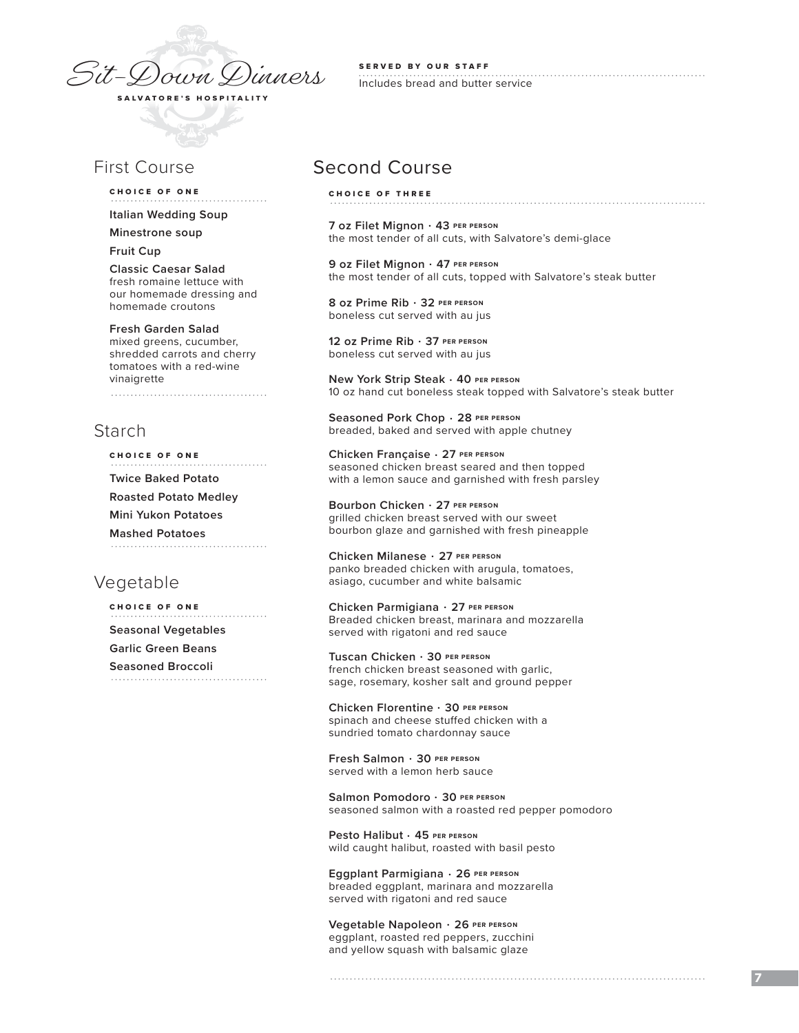# Sit-Down Dinners

SALVATORE'S HOSPITALITY

**SERVED BY OUR STAFF**

Includes bread and butter service

## First Course

**CHOICE OF ONE**

**Italian Wedding Soup**

**Minestrone soup**

**Fruit Cup**

**Classic Caesar Salad**
fresh romaine lettuce with our homemade dressing and homemade croutons

**Fresh Garden Salad**
mixed greens, cucumber, shredded carrots and cherry tomatoes with a red-wine vinaigrette

## Starch

**CHOICE OF ONE**

**Twice Baked Potato**

**Roasted Potato Medley**

**Mini Yukon Potatoes**

**Mashed Potatoes**

## Vegetable

**CHOICE OF ONE**

**Seasonal Vegetables**

**Garlic Green Beans**

**Seasoned Broccoli**

## Second Course

**CHOICE OF THREE**

**7 oz Filet Mignon · 43** PER PERSON
the most tender of all cuts, with Salvatore's demi-glace

**9 oz Filet Mignon · 47** PER PERSON
the most tender of all cuts, topped with Salvatore's steak butter

**8 oz Prime Rib · 32** PER PERSON
boneless cut served with au jus

**12 oz Prime Rib · 37** PER PERSON
boneless cut served with au jus

**New York Strip Steak · 40** PER PERSON
10 oz hand cut boneless steak topped with Salvatore's steak butter

**Seasoned Pork Chop · 28** PER PERSON
breaded, baked and served with apple chutney

**Chicken Française · 27** PER PERSON
seasoned chicken breast seared and then topped with a lemon sauce and garnished with fresh parsley

**Bourbon Chicken · 27** PER PERSON
grilled chicken breast served with our sweet bourbon glaze and garnished with fresh pineapple

**Chicken Milanese · 27** PER PERSON
panko breaded chicken with arugula, tomatoes, asiago, cucumber and white balsamic

**Chicken Parmigiana · 27** PER PERSON
Breaded chicken breast, marinara and mozzarella served with rigatoni and red sauce

**Tuscan Chicken · 30** PER PERSON
french chicken breast seasoned with garlic, sage, rosemary, kosher salt and ground pepper

**Chicken Florentine · 30** PER PERSON
spinach and cheese stuffed chicken with a sundried tomato chardonnay sauce

**Fresh Salmon · 30** PER PERSON
served with a lemon herb sauce

**Salmon Pomodoro · 30** PER PERSON
seasoned salmon with a roasted red pepper pomodoro

**Pesto Halibut · 45** PER PERSON
wild caught halibut, roasted with basil pesto

**Eggplant Parmigiana · 26** PER PERSON
breaded eggplant, marinara and mozzarella served with rigatoni and red sauce

**Vegetable Napoleon · 26** PER PERSON
eggplant, roasted red peppers, zucchini and yellow squash with balsamic glaze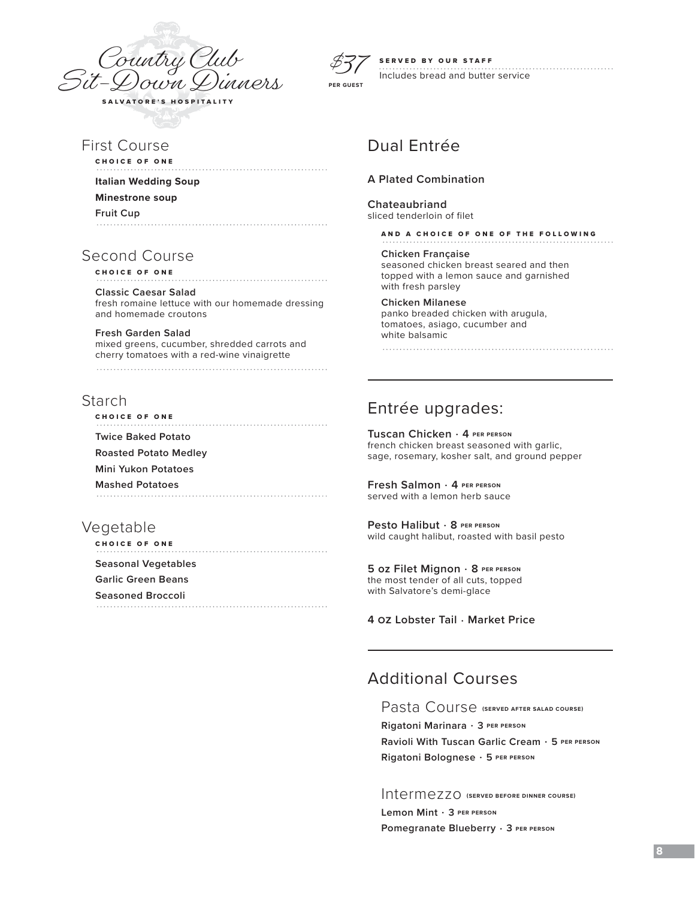# Country Club Sit-Down Dinners

**SALVATORE'S HOSPITALITY**

**$37** PER GUEST

**SERVED BY OUR STAFF**

Includes bread and butter service

## First Course

**CHOICE OF ONE**

**Italian Wedding Soup**

**Minestrone soup**

**Fruit Cup**

## Second Course

**CHOICE OF ONE**

**Classic Caesar Salad**
fresh romaine lettuce with our homemade dressing and homemade croutons

**Fresh Garden Salad**
mixed greens, cucumber, shredded carrots and cherry tomatoes with a red-wine vinaigrette

## Starch

**CHOICE OF ONE**

**Twice Baked Potato**

**Roasted Potato Medley**

**Mini Yukon Potatoes**

**Mashed Potatoes**

## Vegetable

**CHOICE OF ONE**

**Seasonal Vegetables**

**Garlic Green Beans**

**Seasoned Broccoli**

## Dual Entrée

**A Plated Combination**

**Chateaubriand**
sliced tenderloin of filet

**AND A CHOICE OF ONE OF THE FOLLOWING**

**Chicken Française**
seasoned chicken breast seared and then topped with a lemon sauce and garnished with fresh parsley

**Chicken Milanese**
panko breaded chicken with arugula, tomatoes, asiago, cucumber and white balsamic

## Entrée upgrades:

**Tuscan Chicken · 4** PER PERSON
french chicken breast seasoned with garlic, sage, rosemary, kosher salt, and ground pepper

**Fresh Salmon · 4** PER PERSON
served with a lemon herb sauce

**Pesto Halibut · 8** PER PERSON
wild caught halibut, roasted with basil pesto

**5 oz Filet Mignon · 8** PER PERSON
the most tender of all cuts, topped with Salvatore's demi-glace

**4 oz Lobster Tail · Market Price**

## Additional Courses

### Pasta Course (SERVED AFTER SALAD COURSE)

**Rigatoni Marinara · 3** PER PERSON

**Ravioli With Tuscan Garlic Cream · 5** PER PERSON

**Rigatoni Bolognese · 5** PER PERSON

### Intermezzo (SERVED BEFORE DINNER COURSE)

**Lemon Mint · 3** PER PERSON

**Pomegranate Blueberry · 3** PER PERSON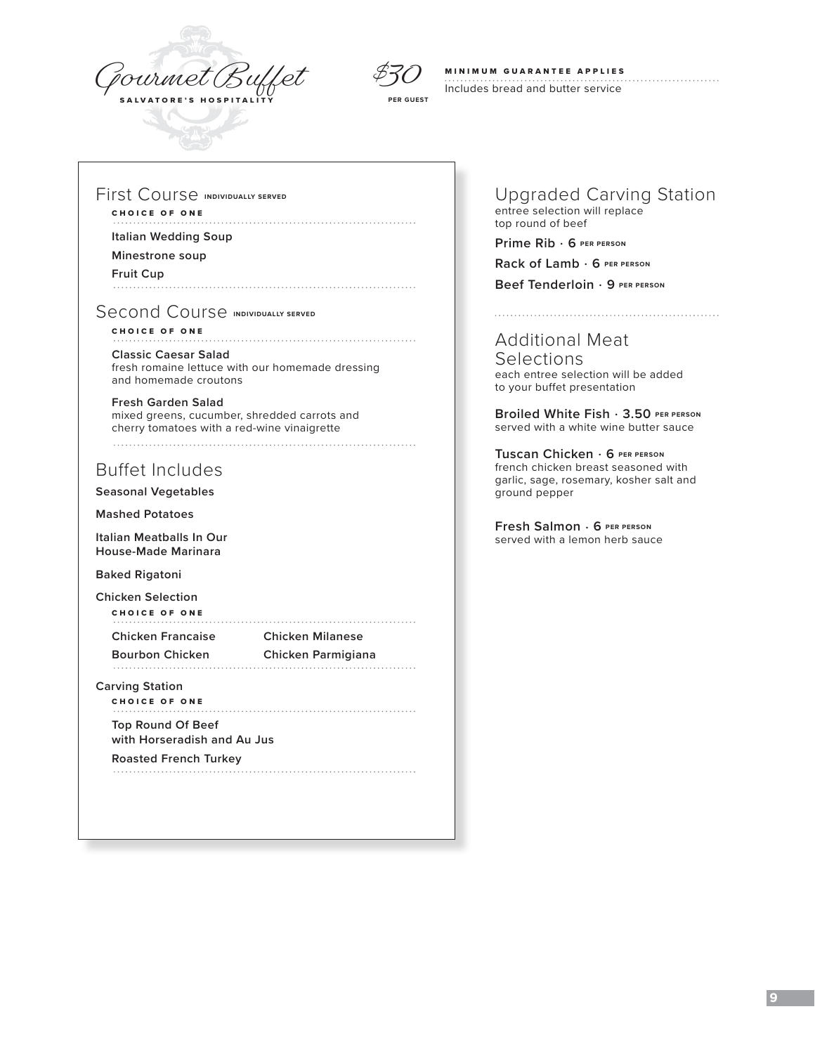# Gourmet Buffet

**SALVATORE'S HOSPITALITY**

*$30* **PER GUEST**

**MINIMUM GUARANTEE APPLIES**

Includes bread and butter service

## First Course INDIVIDUALLY SERVED

**CHOICE OF ONE**

**Italian Wedding Soup**

**Minestrone soup**

**Fruit Cup**

## Second Course INDIVIDUALLY SERVED

**CHOICE OF ONE**

**Classic Caesar Salad**
fresh romaine lettuce with our homemade dressing and homemade croutons

**Fresh Garden Salad**
mixed greens, cucumber, shredded carrots and cherry tomatoes with a red-wine vinaigrette

## Buffet Includes

**Seasonal Vegetables**

**Mashed Potatoes**

**Italian Meatballs In Our House-Made Marinara**

**Baked Rigatoni**

**Chicken Selection**

**CHOICE OF ONE**

**Chicken Francaise**

**Chicken Milanese**

**Bourbon Chicken**

**Chicken Parmigiana**

**Carving Station**

**CHOICE OF ONE**

**Top Round Of Beef with Horseradish and Au Jus**

**Roasted French Turkey**

## Upgraded Carving Station

entree selection will replace top round of beef

**Prime Rib · 6** PER PERSON

**Rack of Lamb · 6** PER PERSON

**Beef Tenderloin · 9** PER PERSON

## Additional Meat Selections

each entree selection will be added to your buffet presentation

**Broiled White Fish · 3.50** PER PERSON
served with a white wine butter sauce

**Tuscan Chicken · 6** PER PERSON
french chicken breast seasoned with garlic, sage, rosemary, kosher salt and ground pepper

**Fresh Salmon · 6** PER PERSON
served with a lemon herb sauce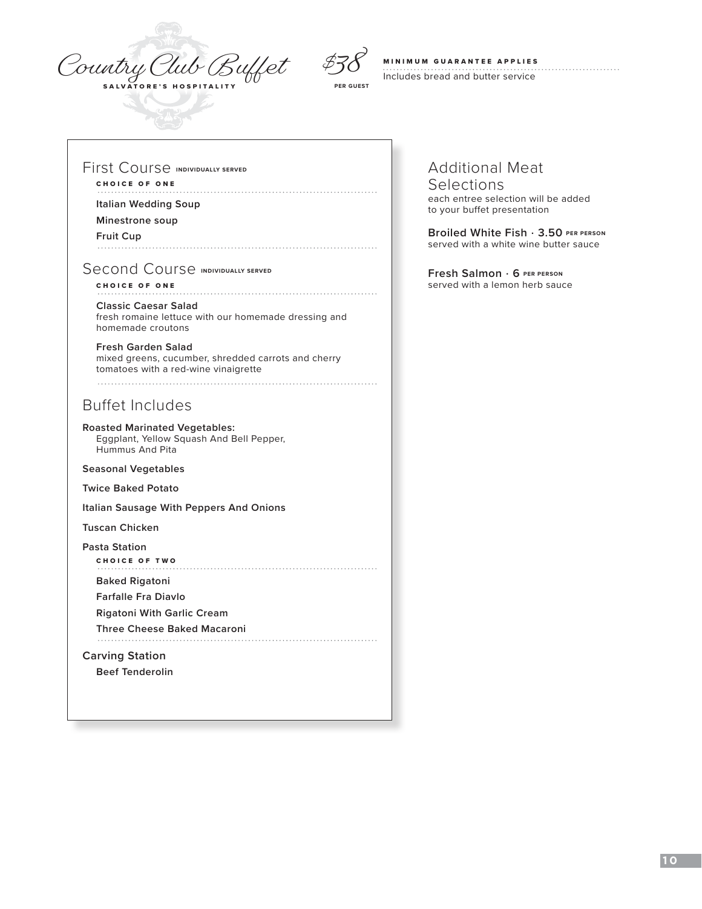# Country Club Buffet

**SALVATORE'S HOSPITALITY**

$38 **PER GUEST**

**MINIMUM GUARANTEE APPLIES**

Includes bread and butter service

## First Course **INDIVIDUALLY SERVED**

**CHOICE OF ONE**

**Italian Wedding Soup**

**Minestrone soup**

**Fruit Cup**

## Second Course **INDIVIDUALLY SERVED**

**CHOICE OF ONE**

**Classic Caesar Salad**
fresh romaine lettuce with our homemade dressing and homemade croutons

**Fresh Garden Salad**
mixed greens, cucumber, shredded carrots and cherry tomatoes with a red-wine vinaigrette

## Buffet Includes

**Roasted Marinated Vegetables:**
Eggplant, Yellow Squash And Bell Pepper, Hummus And Pita

**Seasonal Vegetables**

**Twice Baked Potato**

**Italian Sausage With Peppers And Onions**

**Tuscan Chicken**

**Pasta Station**

**CHOICE OF TWO**

**Baked Rigatoni**

**Farfalle Fra Diavlo**

**Rigatoni With Garlic Cream**

**Three Cheese Baked Macaroni**

**Carving Station**

**Beef Tenderolin**

## Additional Meat Selections

each entree selection will be added to your buffet presentation

**Broiled White Fish · 3.50 PER PERSON**
served with a white wine butter sauce

**Fresh Salmon · 6 PER PERSON**
served with a lemon herb sauce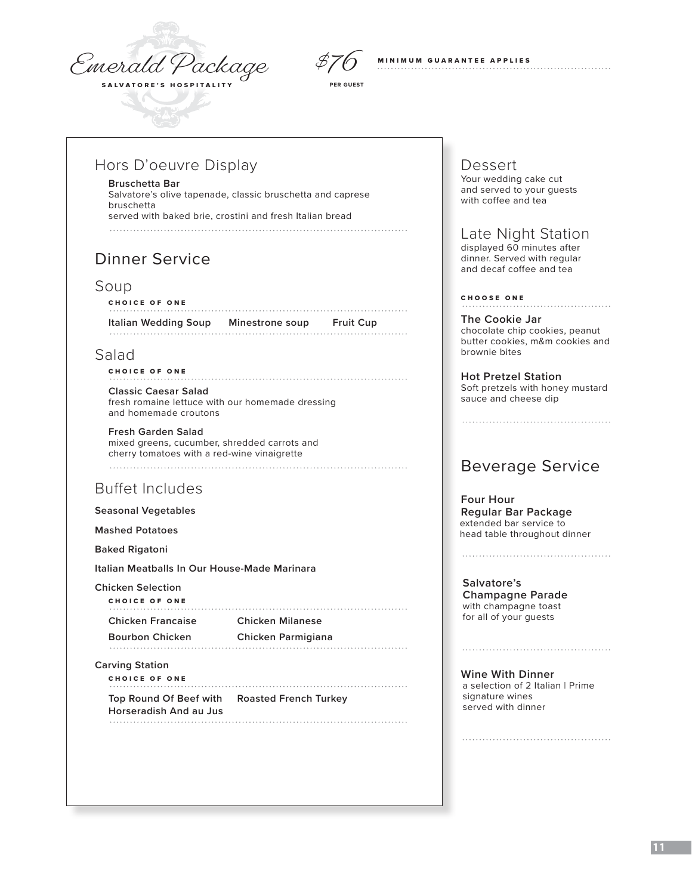# Emerald Package

**SALVATORE'S HOSPITALITY**

$76 PER GUEST

**MINIMUM GUARANTEE APPLIES**

## Hors D'oeuvre Display

**Bruschetta Bar**
Salvatore's olive tapenade, classic bruschetta and caprese bruschetta
served with baked brie, crostini and fresh Italian bread

## Dinner Service

### Soup

CHOICE OF ONE

**Italian Wedding Soup** | **Minestrone soup** | **Fruit Cup**

### Salad

CHOICE OF ONE

**Classic Caesar Salad**
fresh romaine lettuce with our homemade dressing and homemade croutons

**Fresh Garden Salad**
mixed greens, cucumber, shredded carrots and cherry tomatoes with a red-wine vinaigrette

### Buffet Includes

**Seasonal Vegetables**

**Mashed Potatoes**

**Baked Rigatoni**

**Italian Meatballs In Our House-Made Marinara**

**Chicken Selection**

CHOICE OF ONE

- **Chicken Francaise**
- **Chicken Milanese**
- **Bourbon Chicken**
- **Chicken Parmigiana**

**Carving Station**

CHOICE OF ONE

- **Top Round Of Beef with Horseradish And au Jus**
- **Roasted French Turkey**

## Dessert

Your wedding cake cut and served to your guests with coffee and tea

## Late Night Station

displayed 60 minutes after dinner. Served with regular and decaf coffee and tea

CHOOSE ONE

**The Cookie Jar**
chocolate chip cookies, peanut butter cookies, m&m cookies and brownie bites

**Hot Pretzel Station**
Soft pretzels with honey mustard sauce and cheese dip

## Beverage Service

**Four Hour Regular Bar Package**
extended bar service to head table throughout dinner

**Salvatore's Champagne Parade**
with champagne toast for all of your guests

**Wine With Dinner**
a selection of 2 Italian | Prime signature wines served with dinner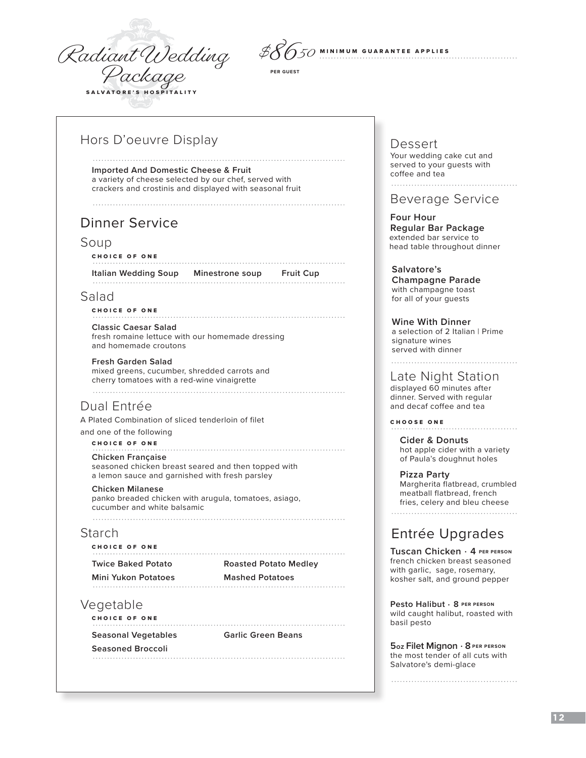# Radiant Wedding Package

**SALVATORE'S HOSPITALITY**

**$86.50** PER GUEST — MINIMUM GUARANTEE APPLIES

## Hors D'oeuvre Display

**Imported And Domestic Cheese & Fruit**
a variety of cheese selected by our chef, served with crackers and crostinis and displayed with seasonal fruit

## Dinner Service

### Soup

CHOICE OF ONE

**Italian Wedding Soup** | **Minestrone soup** | **Fruit Cup**

### Salad

CHOICE OF ONE

**Classic Caesar Salad**
fresh romaine lettuce with our homemade dressing and homemade croutons

**Fresh Garden Salad**
mixed greens, cucumber, shredded carrots and cherry tomatoes with a red-wine vinaigrette

### Dual Entrée

A Plated Combination of sliced tenderloin of filet and one of the following

CHOICE OF ONE

**Chicken Française**
seasoned chicken breast seared and then topped with a lemon sauce and garnished with fresh parsley

**Chicken Milanese**
panko breaded chicken with arugula, tomatoes, asiago, cucumber and white balsamic

### Starch

CHOICE OF ONE

- **Twice Baked Potato**
- **Roasted Potato Medley**
- **Mini Yukon Potatoes**
- **Mashed Potatoes**

### Vegetable

CHOICE OF ONE

- **Seasonal Vegetables**
- **Garlic Green Beans**
- **Seasoned Broccoli**

## Dessert

Your wedding cake cut and served to your guests with coffee and tea

## Beverage Service

**Four Hour Regular Bar Package**
extended bar service to head table throughout dinner

**Salvatore's Champagne Parade**
with champagne toast for all of your guests

**Wine With Dinner**
a selection of 2 Italian | Prime signature wines served with dinner

## Late Night Station

displayed 60 minutes after dinner. Served with regular and decaf coffee and tea

CHOOSE ONE

**Cider & Donuts**
hot apple cider with a variety of Paula's doughnut holes

**Pizza Party**
Margherita flatbread, crumbled meatball flatbread, french fries, celery and bleu cheese

## Entrée Upgrades

**Tuscan Chicken · 4** PER PERSON
french chicken breast seasoned with garlic, sage, rosemary, kosher salt, and ground pepper

**Pesto Halibut · 8** PER PERSON
wild caught halibut, roasted with basil pesto

**5oz Filet Mignon · 8** PER PERSON
the most tender of all cuts with Salvatore's demi-glace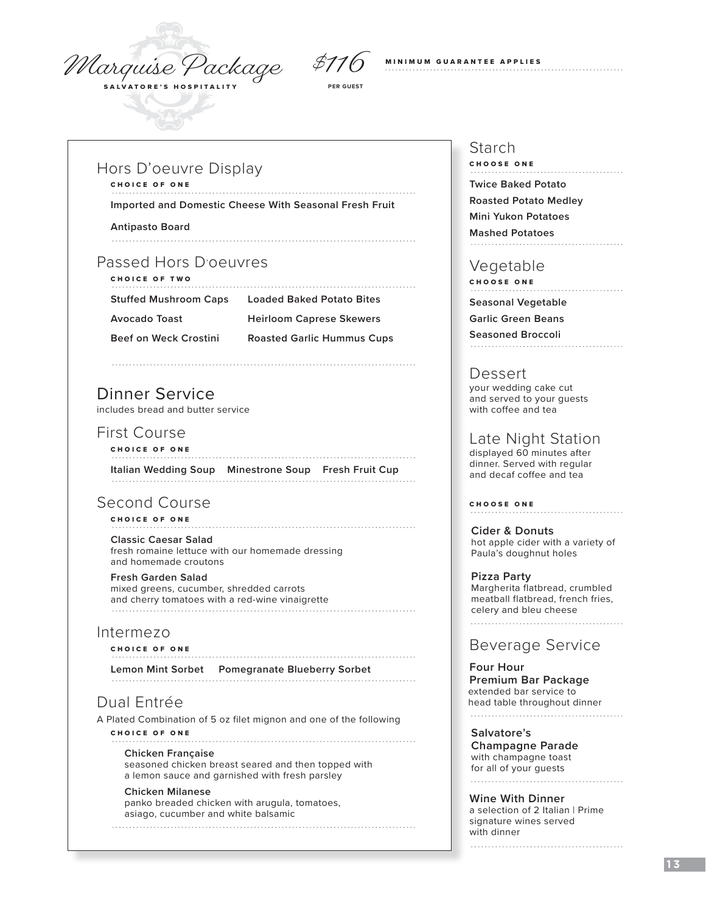# Marquise Package

**SALVATORE'S HOSPITALITY**

$116 PER GUEST

**MINIMUM GUARANTEE APPLIES**

## Hors D'oeuvre Display

**CHOICE OF ONE**

**Imported and Domestic Cheese With Seasonal Fresh Fruit**

**Antipasto Board**

## Passed Hors D'oeuvres

**CHOICE OF TWO**

**Stuffed Mushroom Caps**

**Loaded Baked Potato Bites**

**Avocado Toast**

**Heirloom Caprese Skewers**

**Beef on Weck Crostini**

**Roasted Garlic Hummus Cups**

## Dinner Service

includes bread and butter service

### First Course

**CHOICE OF ONE**

**Italian Wedding Soup** **Minestrone Soup** **Fresh Fruit Cup**

### Second Course

**CHOICE OF ONE**

**Classic Caesar Salad**
fresh romaine lettuce with our homemade dressing and homemade croutons

**Fresh Garden Salad**
mixed greens, cucumber, shredded carrots and cherry tomatoes with a red-wine vinaigrette

### Intermezo

**CHOICE OF ONE**

**Lemon Mint Sorbet** **Pomegranate Blueberry Sorbet**

### Dual Entrée

A Plated Combination of 5 oz filet mignon and one of the following

**CHOICE OF ONE**

**Chicken Française**
seasoned chicken breast seared and then topped with a lemon sauce and garnished with fresh parsley

**Chicken Milanese**
panko breaded chicken with arugula, tomatoes, asiago, cucumber and white balsamic

## Starch

**CHOOSE ONE**

**Twice Baked Potato**

**Roasted Potato Medley**

**Mini Yukon Potatoes**

**Mashed Potatoes**

## Vegetable

**CHOOSE ONE**

**Seasonal Vegetable**

**Garlic Green Beans**

**Seasoned Broccoli**

## Dessert

your wedding cake cut and served to your guests with coffee and tea

## Late Night Station

displayed 60 minutes after dinner. Served with regular and decaf coffee and tea

**CHOOSE ONE**

**Cider & Donuts**
hot apple cider with a variety of Paula's doughnut holes

**Pizza Party**
Margherita flatbread, crumbled meatball flatbread, french fries, celery and bleu cheese

## Beverage Service

**Four Hour Premium Bar Package**
extended bar service to head table throughout dinner

**Salvatore's Champagne Parade**
with champagne toast for all of your guests

**Wine With Dinner**
a selection of 2 Italian | Prime signature wines served with dinner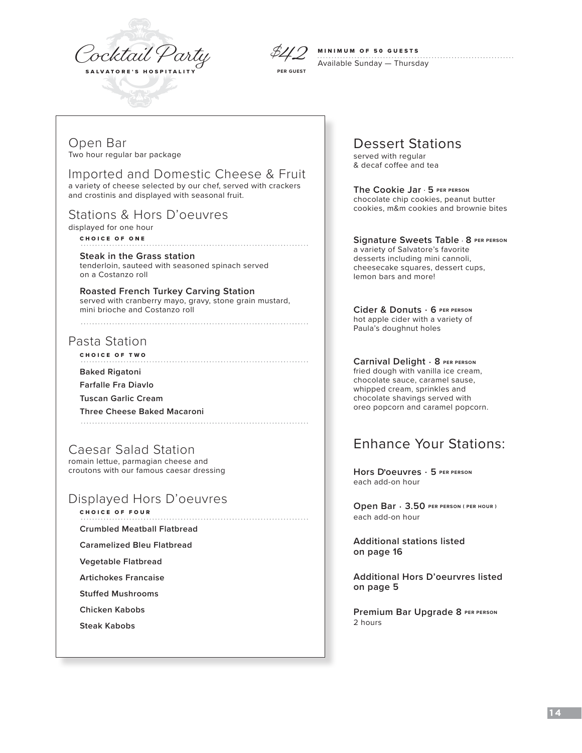# Cocktail Party

**SALVATORE'S HOSPITALITY**

$42 PER GUEST

**MINIMUM OF 50 GUESTS**

Available Sunday — Thursday

## Open Bar

Two hour regular bar package

## Imported and Domestic Cheese & Fruit

a variety of cheese selected by our chef, served with crackers and crostinis and displayed with seasonal fruit.

## Stations & Hors D'oeuvres

displayed for one hour

**CHOICE OF ONE**

**Steak in the Grass station**
tenderloin, sauteed with seasoned spinach served on a Costanzo roll

**Roasted French Turkey Carving Station**
served with cranberry mayo, gravy, stone grain mustard, mini brioche and Costanzo roll

## Pasta Station

**CHOICE OF TWO**

**Baked Rigatoni**

**Farfalle Fra Diavlo**

**Tuscan Garlic Cream**

**Three Cheese Baked Macaroni**

## Caesar Salad Station

romain lettue, parmagian cheese and croutons with our famous caesar dressing

## Displayed Hors D'oeuvres

**CHOICE OF FOUR**

**Crumbled Meatball Flatbread**

**Caramelized Bleu Flatbread**

**Vegetable Flatbread**

**Artichokes Francaise**

**Stuffed Mushrooms**

**Chicken Kabobs**

**Steak Kabobs**

## Dessert Stations

served with regular & decaf coffee and tea

**The Cookie Jar · 5 PER PERSON**
chocolate chip cookies, peanut butter cookies, m&m cookies and brownie bites

**Signature Sweets Table · 8 PER PERSON**
a variety of Salvatore's favorite desserts including mini cannoli, cheesecake squares, dessert cups, lemon bars and more!

**Cider & Donuts · 6 PER PERSON**
hot apple cider with a variety of Paula's doughnut holes

**Carnival Delight · 8 PER PERSON**
fried dough with vanilla ice cream, chocolate sauce, caramel sause, whipped cream, sprinkles and chocolate shavings served with oreo popcorn and caramel popcorn.

## Enhance Your Stations:

**Hors D'oeuvres · 5 PER PERSON**
each add-on hour

**Open Bar · 3.50 PER PERSON ( PER HOUR )**
each add-on hour

**Additional stations listed on page 16**

**Additional Hors D'oeurvres listed on page 5**

**Premium Bar Upgrade 8 PER PERSON**
2 hours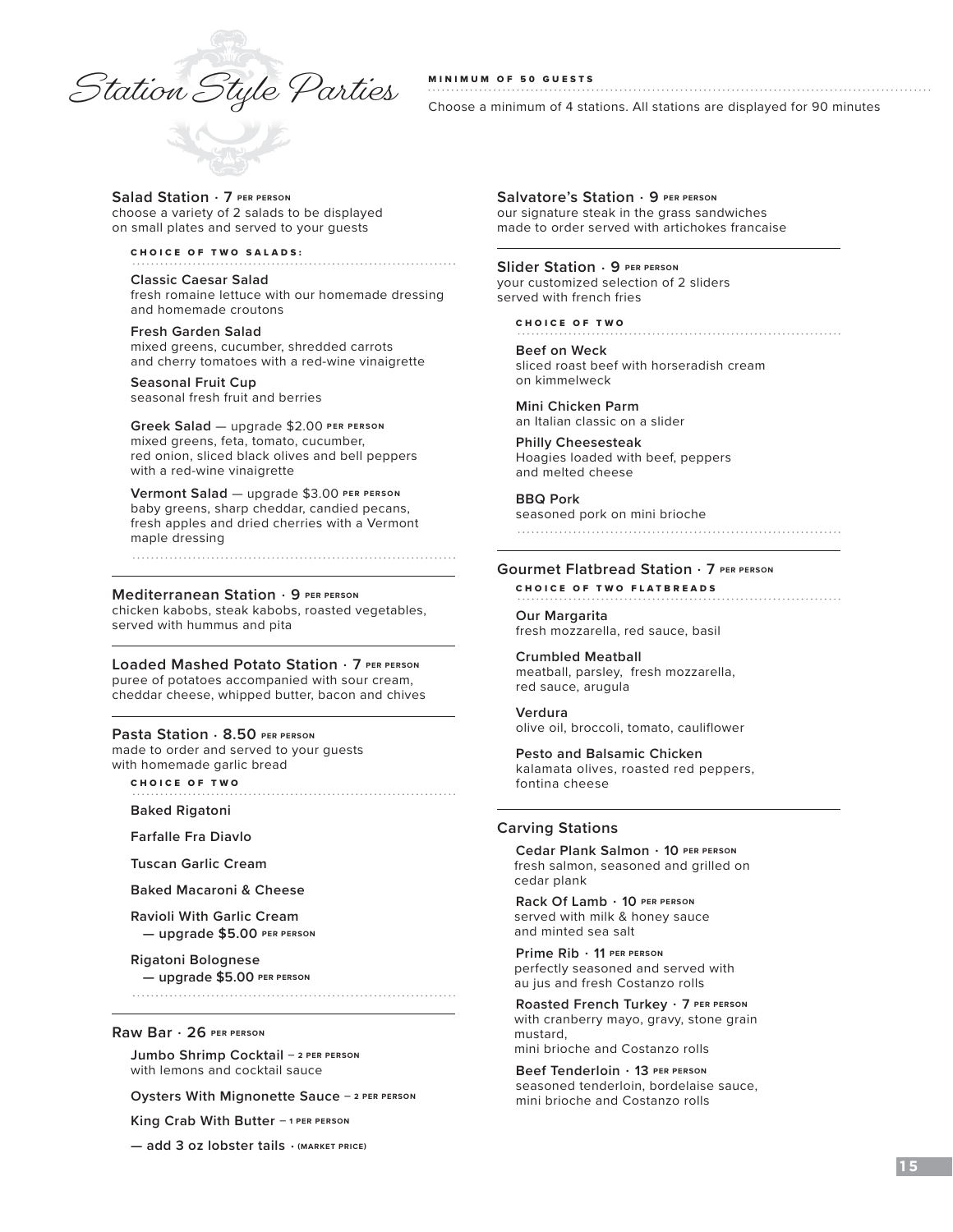# Station Style Parties

**MINIMUM OF 50 GUESTS**

Choose a minimum of 4 stations. All stations are displayed for 90 minutes

## Salad Station · 7 PER PERSON

choose a variety of 2 salads to be displayed on small plates and served to your guests

**CHOICE OF TWO SALADS:**

**Classic Caesar Salad**
fresh romaine lettuce with our homemade dressing and homemade croutons

**Fresh Garden Salad**
mixed greens, cucumber, shredded carrots and cherry tomatoes with a red-wine vinaigrette

**Seasonal Fruit Cup**
seasonal fresh fruit and berries

**Greek Salad** — upgrade $2.00 PER PERSON
mixed greens, feta, tomato, cucumber, red onion, sliced black olives and bell peppers with a red-wine vinaigrette

**Vermont Salad** — upgrade $3.00 PER PERSON
baby greens, sharp cheddar, candied pecans, fresh apples and dried cherries with a Vermont maple dressing

## Mediterranean Station · 9 PER PERSON

chicken kabobs, steak kabobs, roasted vegetables, served with hummus and pita

## Loaded Mashed Potato Station · 7 PER PERSON

puree of potatoes accompanied with sour cream, cheddar cheese, whipped butter, bacon and chives

## Pasta Station · 8.50 PER PERSON

made to order and served to your guests with homemade garlic bread

**CHOICE OF TWO**

**Baked Rigatoni**

**Farfalle Fra Diavlo**

**Tuscan Garlic Cream**

**Baked Macaroni & Cheese**

**Ravioli With Garlic Cream**
**— upgrade $5.00** PER PERSON

**Rigatoni Bolognese**
**— upgrade $5.00** PER PERSON

## Raw Bar · 26 PER PERSON

**Jumbo Shrimp Cocktail** – 2 PER PERSON
with lemons and cocktail sauce

**Oysters With Mignonette Sauce** – 2 PER PERSON

**King Crab With Butter** – 1 PER PERSON

**— add 3 oz lobster tails** · (MARKET PRICE)

## Salvatore's Station · 9 PER PERSON

our signature steak in the grass sandwiches made to order served with artichokes francaise

## Slider Station · 9 PER PERSON

your customized selection of 2 sliders served with french fries

**CHOICE OF TWO**

**Beef on Weck**
sliced roast beef with horseradish cream on kimmelweck

**Mini Chicken Parm**
an Italian classic on a slider

**Philly Cheesesteak**
Hoagies loaded with beef, peppers and melted cheese

**BBQ Pork**
seasoned pork on mini brioche

## Gourmet Flatbread Station · 7 PER PERSON

**CHOICE OF TWO FLATBREADS**

**Our Margarita**
fresh mozzarella, red sauce, basil

**Crumbled Meatball**
meatball, parsley, fresh mozzarella, red sauce, arugula

**Verdura**
olive oil, broccoli, tomato, cauliflower

**Pesto and Balsamic Chicken**
kalamata olives, roasted red peppers, fontina cheese

## Carving Stations

**Cedar Plank Salmon · 10** PER PERSON
fresh salmon, seasoned and grilled on cedar plank

**Rack Of Lamb · 10** PER PERSON
served with milk & honey sauce and minted sea salt

**Prime Rib · 11** PER PERSON
perfectly seasoned and served with au jus and fresh Costanzo rolls

**Roasted French Turkey · 7** PER PERSON
with cranberry mayo, gravy, stone grain mustard, mini brioche and Costanzo rolls

**Beef Tenderloin · 13** PER PERSON
seasoned tenderloin, bordelaise sauce, mini brioche and Costanzo rolls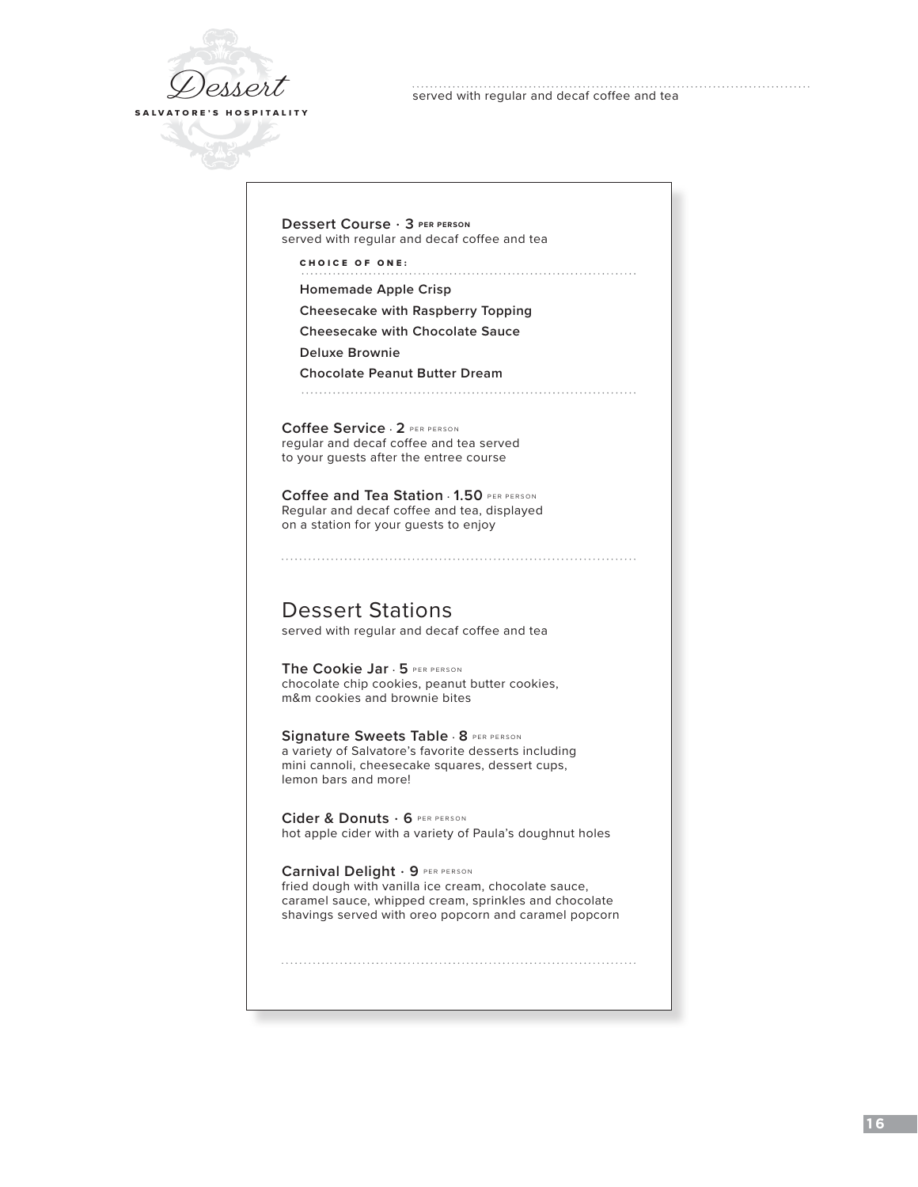# Dessert

SALVATORE'S HOSPITALITY

served with regular and decaf coffee and tea

**Dessert Course · 3** PER PERSON
served with regular and decaf coffee and tea

CHOICE OF ONE:

- Homemade Apple Crisp
- Cheesecake with Raspberry Topping
- Cheesecake with Chocolate Sauce
- Deluxe Brownie
- Chocolate Peanut Butter Dream

**Coffee Service · 2** PER PERSON
regular and decaf coffee and tea served
to your guests after the entree course

**Coffee and Tea Station · 1.50** PER PERSON
Regular and decaf coffee and tea, displayed
on a station for your guests to enjoy

## Dessert Stations

served with regular and decaf coffee and tea

**The Cookie Jar · 5** PER PERSON
chocolate chip cookies, peanut butter cookies,
m&m cookies and brownie bites

**Signature Sweets Table · 8** PER PERSON
a variety of Salvatore's favorite desserts including
mini cannoli, cheesecake squares, dessert cups,
lemon bars and more!

**Cider & Donuts · 6** PER PERSON
hot apple cider with a variety of Paula's doughnut holes

**Carnival Delight · 9** PER PERSON
fried dough with vanilla ice cream, chocolate sauce,
caramel sauce, whipped cream, sprinkles and chocolate
shavings served with oreo popcorn and caramel popcorn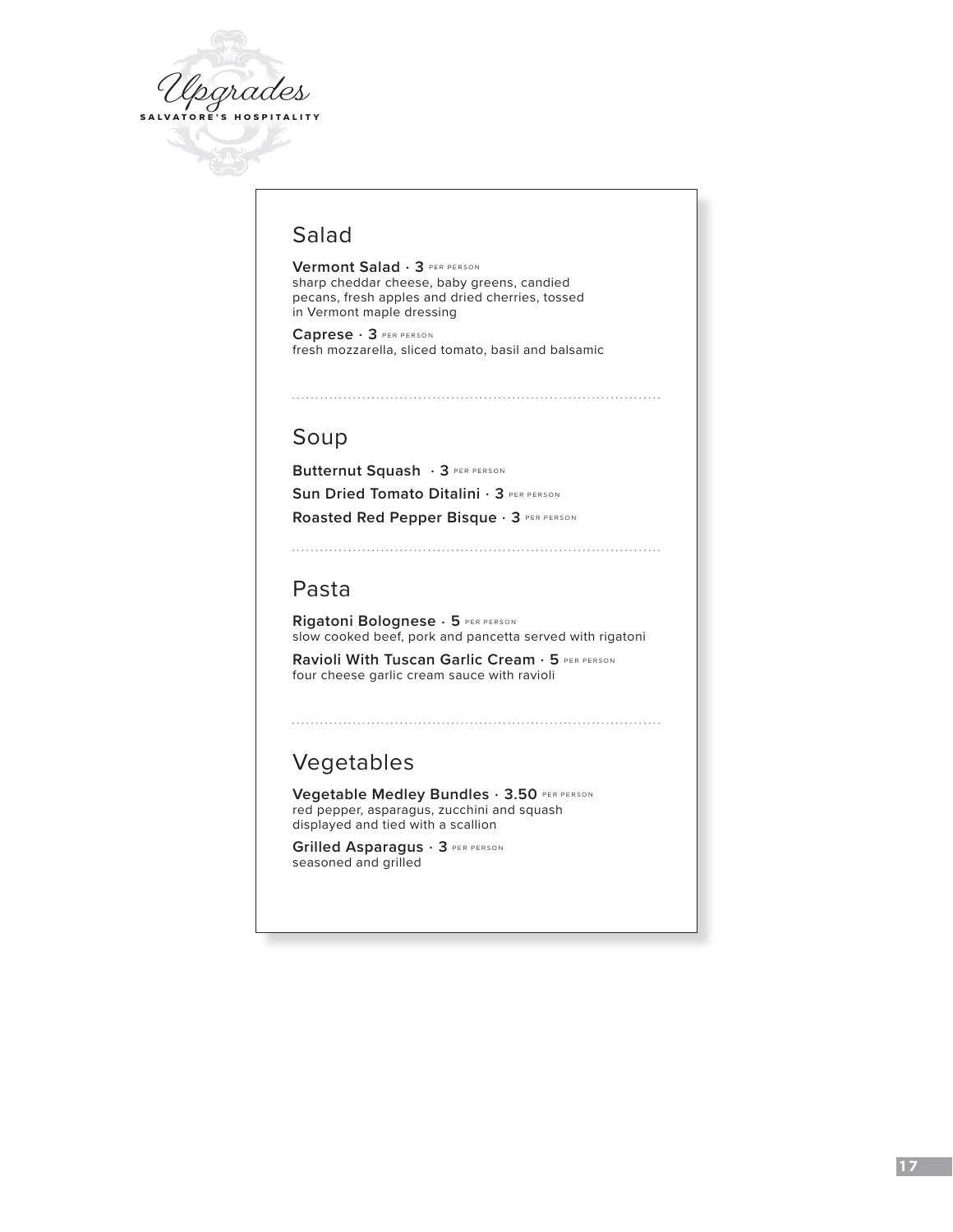# Upgrades

SALVATORE'S HOSPITALITY

## Salad

**Vermont Salad · 3** PER PERSON
sharp cheddar cheese, baby greens, candied pecans, fresh apples and dried cherries, tossed in Vermont maple dressing

**Caprese · 3** PER PERSON
fresh mozzarella, sliced tomato, basil and balsamic

## Soup

**Butternut Squash · 3** PER PERSON

**Sun Dried Tomato Ditalini · 3** PER PERSON

**Roasted Red Pepper Bisque · 3** PER PERSON

## Pasta

**Rigatoni Bolognese · 5** PER PERSON
slow cooked beef, pork and pancetta served with rigatoni

**Ravioli With Tuscan Garlic Cream · 5** PER PERSON
four cheese garlic cream sauce with ravioli

## Vegetables

**Vegetable Medley Bundles · 3.50** PER PERSON
red pepper, asparagus, zucchini and squash displayed and tied with a scallion

**Grilled Asparagus · 3** PER PERSON
seasoned and grilled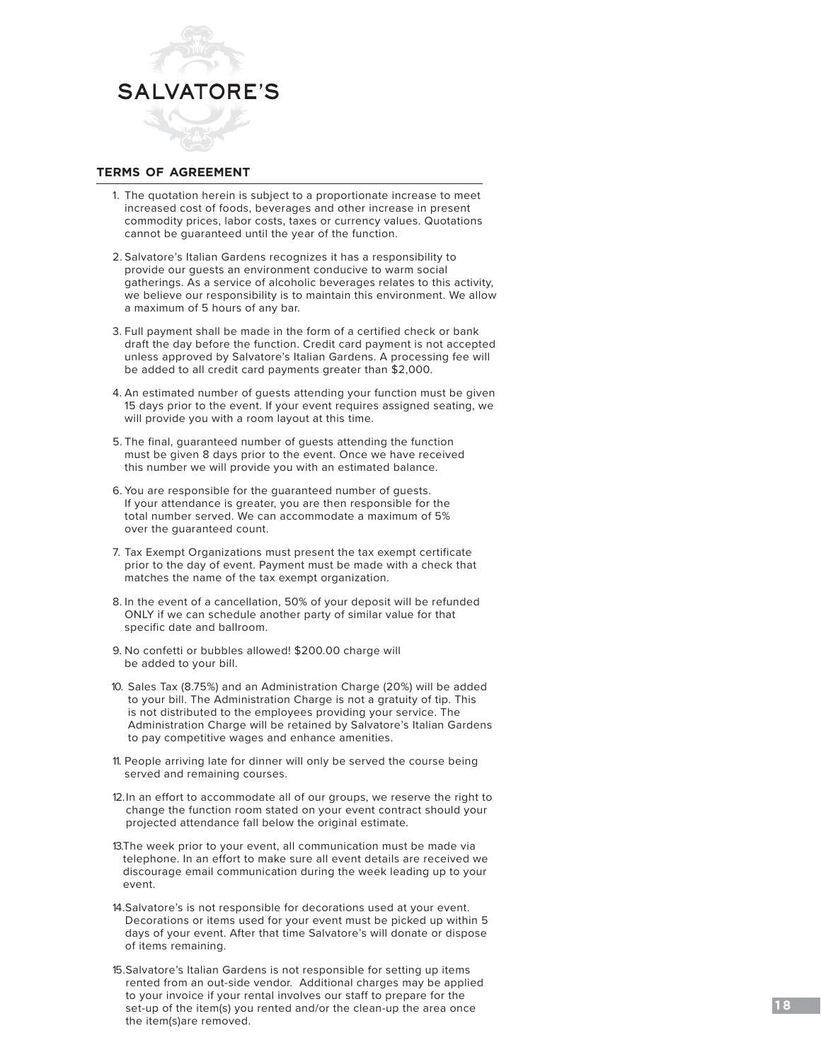SALVATORE'S

## TERMS OF AGREEMENT

1. The quotation herein is subject to a proportionate increase to meet increased cost of foods, beverages and other increase in present commodity prices, labor costs, taxes or currency values. Quotations cannot be guaranteed until the year of the function.
2. Salvatore's Italian Gardens recognizes it has a responsibility to provide our guests an environment conducive to warm social gatherings. As a service of alcoholic beverages relates to this activity, we believe our responsibility is to maintain this environment. We allow a maximum of 5 hours of any bar.
3. Full payment shall be made in the form of a certified check or bank draft the day before the function. Credit card payment is not accepted unless approved by Salvatore's Italian Gardens. A processing fee will be added to all credit card payments greater than $2,000.
4. An estimated number of guests attending your function must be given 15 days prior to the event. If your event requires assigned seating, we will provide you with a room layout at this time.
5. The final, guaranteed number of guests attending the function must be given 8 days prior to the event. Once we have received this number we will provide you with an estimated balance.
6. You are responsible for the guaranteed number of guests. If your attendance is greater, you are then responsible for the total number served. We can accommodate a maximum of 5% over the guaranteed count.
7. Tax Exempt Organizations must present the tax exempt certificate prior to the day of event. Payment must be made with a check that matches the name of the tax exempt organization.
8. In the event of a cancellation, 50% of your deposit will be refunded ONLY if we can schedule another party of similar value for that specific date and ballroom.
9. No confetti or bubbles allowed! $200.00 charge will be added to your bill.
10. Sales Tax (8.75%) and an Administration Charge (20%) will be added to your bill. The Administration Charge is not a gratuity of tip. This is not distributed to the employees providing your service. The Administration Charge will be retained by Salvatore's Italian Gardens to pay competitive wages and enhance amenities.
11. People arriving late for dinner will only be served the course being served and remaining courses.
12. In an effort to accommodate all of our groups, we reserve the right to change the function room stated on your event contract should your projected attendance fall below the original estimate.
13. The week prior to your event, all communication must be made via telephone. In an effort to make sure all event details are received we discourage email communication during the week leading up to your event.
14. Salvatore's is not responsible for decorations used at your event. Decorations or items used for your event must be picked up within 5 days of your event. After that time Salvatore's will donate or dispose of items remaining.
15. Salvatore's Italian Gardens is not responsible for setting up items rented from an out-side vendor. Additional charges may be applied to your invoice if your rental involves our staff to prepare for the set-up of the item(s) you rented and/or the clean-up the area once the item(s)are removed.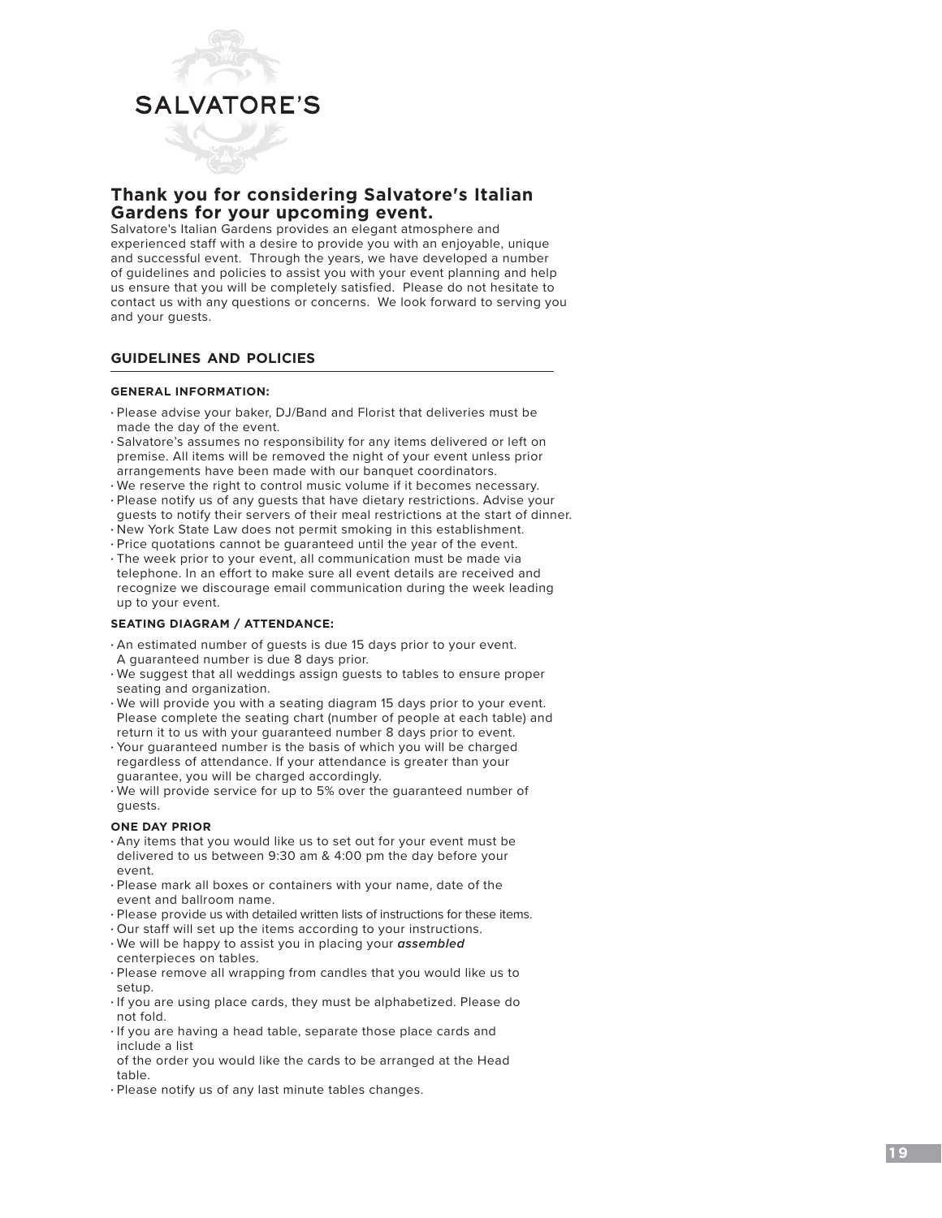SALVATORE'S

## Thank you for considering Salvatore's Italian Gardens for your upcoming event.

Salvatore's Italian Gardens provides an elegant atmosphere and experienced staff with a desire to provide you with an enjoyable, unique and successful event. Through the years, we have developed a number of guidelines and policies to assist you with your event planning and help us ensure that you will be completely satisfied. Please do not hesitate to contact us with any questions or concerns. We look forward to serving you and your guests.

## GUIDELINES AND POLICIES

### GENERAL INFORMATION:

- Please advise your baker, DJ/Band and Florist that deliveries must be made the day of the event.
- Salvatore's assumes no responsibility for any items delivered or left on premise. All items will be removed the night of your event unless prior arrangements have been made with our banquet coordinators.
- We reserve the right to control music volume if it becomes necessary.
- Please notify us of any guests that have dietary restrictions. Advise your guests to notify their servers of their meal restrictions at the start of dinner.
- New York State Law does not permit smoking in this establishment.
- Price quotations cannot be guaranteed until the year of the event.
- The week prior to your event, all communication must be made via telephone. In an effort to make sure all event details are received and recognize we discourage email communication during the week leading up to your event.

### SEATING DIAGRAM / ATTENDANCE:

- An estimated number of guests is due 15 days prior to your event. A guaranteed number is due 8 days prior.
- We suggest that all weddings assign guests to tables to ensure proper seating and organization.
- We will provide you with a seating diagram 15 days prior to your event. Please complete the seating chart (number of people at each table) and return it to us with your guaranteed number 8 days prior to event.
- Your guaranteed number is the basis of which you will be charged regardless of attendance. If your attendance is greater than your guarantee, you will be charged accordingly.
- We will provide service for up to 5% over the guaranteed number of guests.

### ONE DAY PRIOR

- Any items that you would like us to set out for your event must be delivered to us between 9:30 am & 4:00 pm the day before your event.
- Please mark all boxes or containers with your name, date of the event and ballroom name.
- Please provide us with detailed written lists of instructions for these items.
- Our staff will set up the items according to your instructions.
- We will be happy to assist you in placing your ***assembled*** centerpieces on tables.
- Please remove all wrapping from candles that you would like us to setup.
- If you are using place cards, they must be alphabetized. Please do not fold.
- If you are having a head table, separate those place cards and include a list of the order you would like the cards to be arranged at the Head table.
- Please notify us of any last minute tables changes.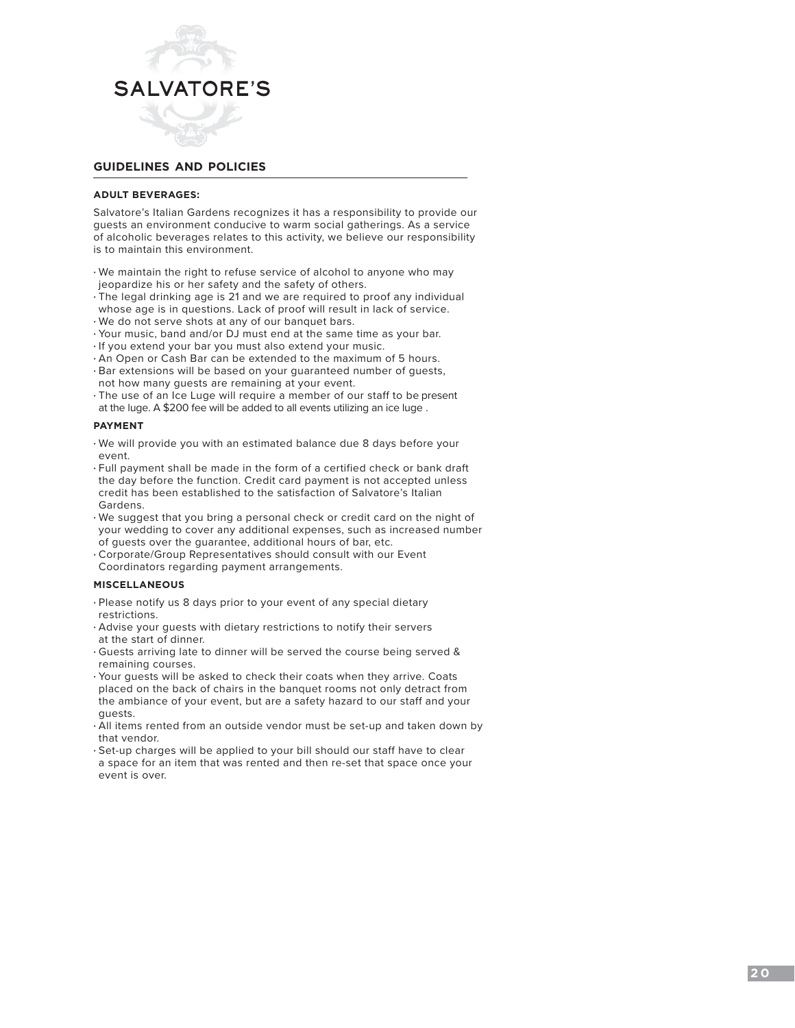SALVATORE'S

## GUIDELINES AND POLICIES

### ADULT BEVERAGES:

Salvatore's Italian Gardens recognizes it has a responsibility to provide our guests an environment conducive to warm social gatherings. As a service of alcoholic beverages relates to this activity, we believe our responsibility is to maintain this environment.

- We maintain the right to refuse service of alcohol to anyone who may jeopardize his or her safety and the safety of others.
- The legal drinking age is 21 and we are required to proof any individual whose age is in questions. Lack of proof will result in lack of service.
- We do not serve shots at any of our banquet bars.
- Your music, band and/or DJ must end at the same time as your bar.
- If you extend your bar you must also extend your music.
- An Open or Cash Bar can be extended to the maximum of 5 hours.
- Bar extensions will be based on your guaranteed number of guests, not how many guests are remaining at your event.
- The use of an Ice Luge will require a member of our staff to be present at the luge. A $200 fee will be added to all events utilizing an ice luge .

### PAYMENT

- We will provide you with an estimated balance due 8 days before your event.
- Full payment shall be made in the form of a certified check or bank draft the day before the function. Credit card payment is not accepted unless credit has been established to the satisfaction of Salvatore's Italian Gardens.
- We suggest that you bring a personal check or credit card on the night of your wedding to cover any additional expenses, such as increased number of guests over the guarantee, additional hours of bar, etc.
- Corporate/Group Representatives should consult with our Event Coordinators regarding payment arrangements.

### MISCELLANEOUS

- Please notify us 8 days prior to your event of any special dietary restrictions.
- Advise your guests with dietary restrictions to notify their servers at the start of dinner.
- Guests arriving late to dinner will be served the course being served & remaining courses.
- Your guests will be asked to check their coats when they arrive. Coats placed on the back of chairs in the banquet rooms not only detract from the ambiance of your event, but are a safety hazard to our staff and your guests.
- All items rented from an outside vendor must be set-up and taken down by that vendor.
- Set-up charges will be applied to your bill should our staff have to clear a space for an item that was rented and then re-set that space once your event is over.